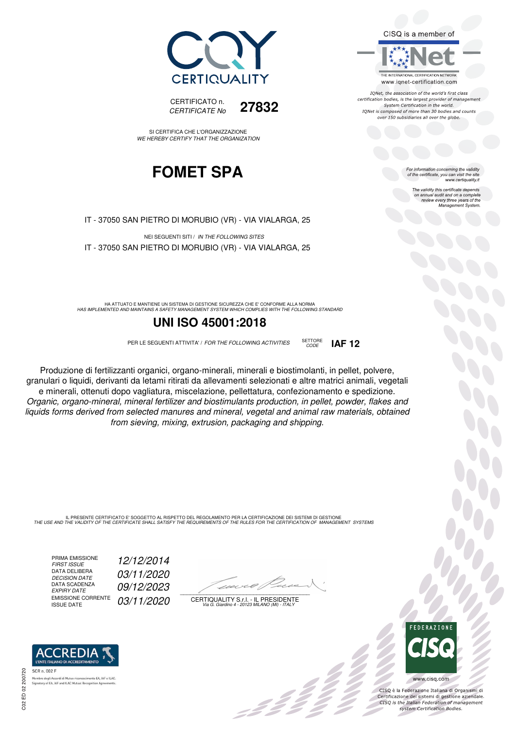CERTIQUALITY

CERTIFICATO n.
*CERTIFICATE No* **27832**

SI CERTIFICA CHE L'ORGANIZZAZIONE
*WE HEREBY CERTIFY THAT THE ORGANIZATION*

# FOMET SPA

IT - 37050 SAN PIETRO DI MORUBIO (VR) - VIA VIALARGA, 25

NEI SEGUENTI SITI / *IN THE FOLLOWING SITES*

IT - 37050 SAN PIETRO DI MORUBIO (VR) - VIA VIALARGA, 25

HA ATTUATO E MANTIENE UN SISTEMA DI GESTIONE SICUREZZA CHE E' CONFORME ALLA NORMA
*HAS IMPLEMENTED AND MAINTAINS A SAFETY MANAGEMENT SYSTEM WHICH COMPLIES WITH THE FOLLOWING STANDARD*

## UNI ISO 45001:2018

PER LE SEGUENTI ATTIVITA' / *FOR THE FOLLOWING ACTIVITIES* SETTORE *CODE* **IAF 12**

Produzione di fertilizzanti organici, organo-minerali, minerali e biostimolanti, in pellet, polvere, granulari o liquidi, derivanti da letami ritirati da allevamenti selezionati e altre matrici animali, vegetali e minerali, ottenuti dopo vagliatura, miscelazione, pellettatura, confezionamento e spedizione.
*Organic, organo-mineral, mineral fertilizer and biostimulants production, in pellet, powder, flakes and liquids forms derived from selected manures and mineral, vegetal and animal raw materials, obtained from sieving, mixing, extrusion, packaging and shipping.*

IL PRESENTE CERTIFICATO E' SOGGETTO AL RISPETTO DEL REGOLAMENTO PER LA CERTIFICAZIONE DEI SISTEMI DI GESTIONE
*THE USE AND THE VALIDITY OF THE CERTIFICATE SHALL SATISFY THE REQUIREMENTS OF THE RULES FOR THE CERTIFICATION OF MANAGEMENT SYSTEMS*

| | |
|---|---|
| PRIMA EMISSIONE *FIRST ISSUE* | *12/12/2014* |
| DATA DELIBERA *DECISION DATE* | *03/11/2020* |
| DATA SCADENZA *EXPIRY DATE* | *09/12/2023* |
| EMISSIONE CORRENTE *ISSUE DATE* | *03/11/2020* |

CERTIQUALITY S.r.l. - IL PRESIDENTE
*Via G. Giardino 4 - 20123 MILANO (MI) - ITALY*

CISQ is a member of IQNet
THE INTERNATIONAL CERTIFICATION NETWORK
www.iqnet-certification.com

*IQNet, the association of the world's first class certification bodies, is the largest provider of management System Certification in the world. IQNet is composed of more than 30 bodies and counts over 150 subsidiaries all over the globe.*

*For information concerning the validity of the certificate, you can visit the site www.certiquality.it*

*The validity this certificate depends on annual audit and on a complete review every three years of the Management System.*

ACCREDIA
L'ENTE ITALIANO DI ACCREDITAMENTO
SCR n. 002 F
Membro degli Accordi di Mutuo riconoscimento EA, IAF e ILAC.
Signatory of EA, IAF and ILAC Mutual Recognition Agreements.

FEDERAZIONE CISQ
www.cisq.com

CISQ è la Federazione Italiana di Organismi di Certificazione dei sistemi di gestione aziendale.
*CISQ is the Italian Federation of management system Certification Bodies.*

C02 ED 02 200720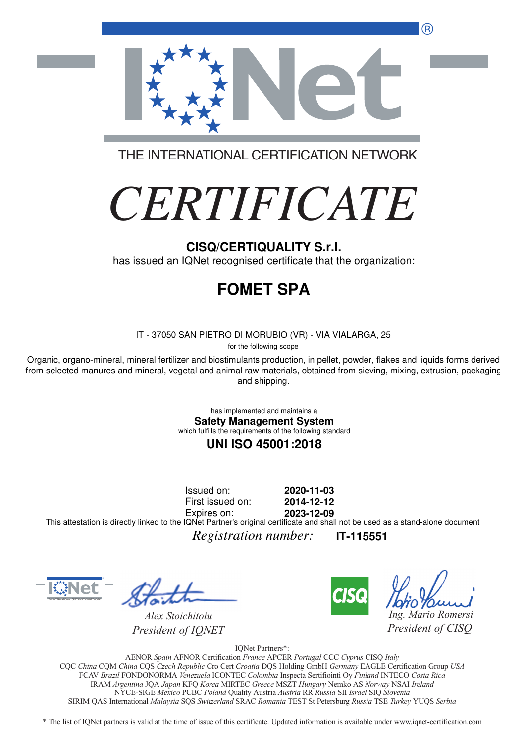THE INTERNATIONAL CERTIFICATION NETWORK

# *CERTIFICATE*

**CISQ/CERTIQUALITY S.r.l.**

has issued an IQNet recognised certificate that the organization:

## FOMET SPA

IT - 37050 SAN PIETRO DI MORUBIO (VR) - VIA VIALARGA, 25

for the following scope

Organic, organo-mineral, mineral fertilizer and biostimulants production, in pellet, powder, flakes and liquids forms derived from selected manures and mineral, vegetal and animal raw materials, obtained from sieving, mixing, extrusion, packaging and shipping.

has implemented and maintains a

**Safety Management System**

which fulfills the requirements of the following standard

**UNI ISO 45001:2018**

Issued on: **2020-11-03**
First issued on: **2014-12-12**
Expires on: **2023-12-09**

This attestation is directly linked to the IQNet Partner's original certificate and shall not be used as a stand-alone document

*Registration number:* **IT-115551**

*Alex Stoichitoiu*
*President of IQNET*

*Ing. Mario Romersi*
*President of CISQ*

IQNet Partners*:

AENOR *Spain* AFNOR Certification *France* APCER *Portugal* CCC *Cyprus* CISQ *Italy*
CQC *China* CQM *China* CQS *Czech Republic* Cro Cert *Croatia* DQS Holding GmbH *Germany* EAGLE Certification Group *USA*
FCAV *Brazil* FONDONORMA *Venezuela* ICONTEC *Colombia* Inspecta Sertifiointi Oy *Finland* INTECO *Costa Rica*
IRAM *Argentina* JQA *Japan* KFQ *Korea* MIRTEC *Greece* MSZT *Hungary* Nemko AS *Norway* NSAI *Ireland*
NYCE-SIGE *México* PCBC *Poland* Quality Austria *Austria* RR *Russia* SII *Israel* SIQ *Slovenia*
SIRIM QAS International *Malaysia* SQS *Switzerland* SRAC *Romania* TEST St Petersburg *Russia* TSE *Turkey* YUQS *Serbia*

* The list of IQNet partners is valid at the time of issue of this certificate. Updated information is available under www.iqnet-certification.com